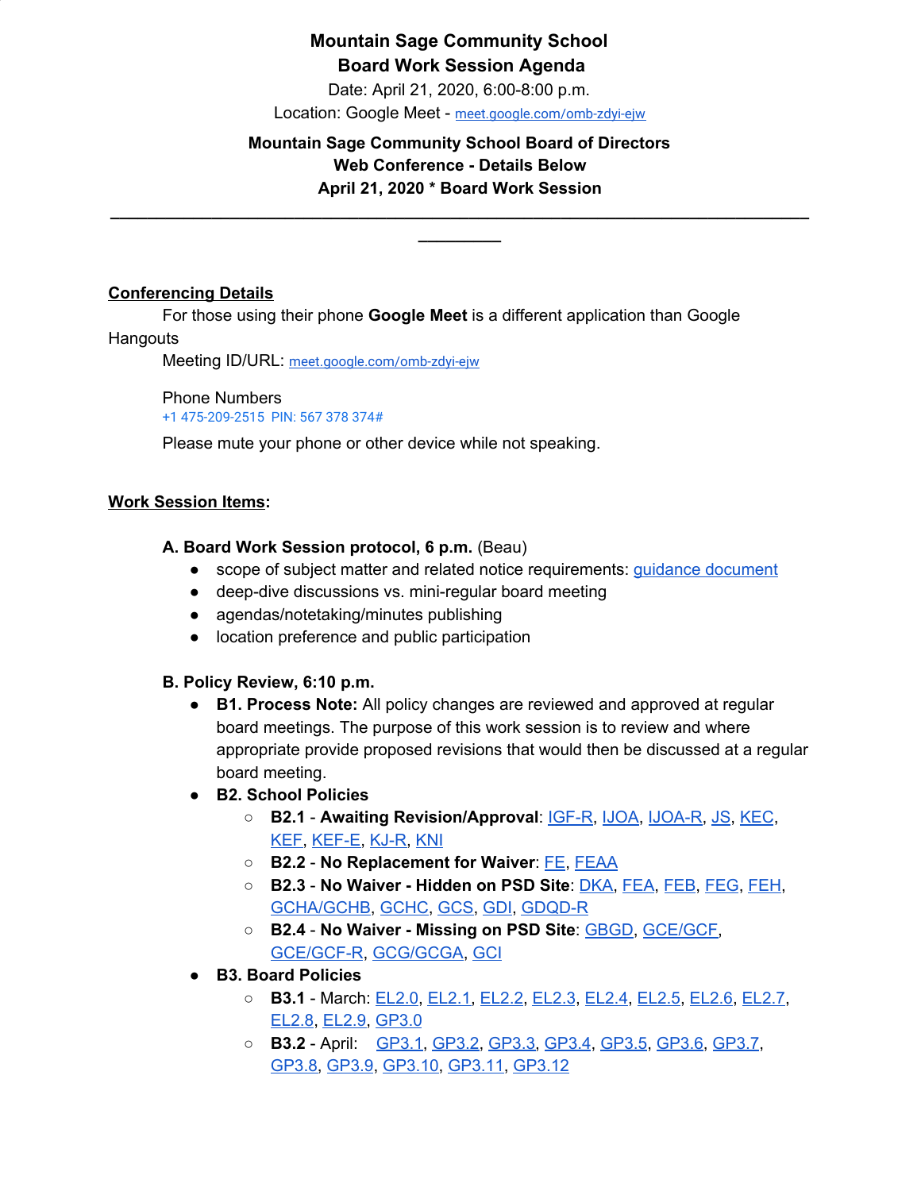**Mountain Sage Community School**
**Board Work Session Agenda**
Date: April 21, 2020, 6:00-8:00 p.m.
Location: Google Meet - meet.google.com/omb-zdyi-ejw

**Mountain Sage Community School Board of Directors**
**Web Conference - Details Below**
**April 21, 2020 * Board Work Session**

---

## Conferencing Details

For those using their phone **Google Meet** is a different application than Google Hangouts

Meeting ID/URL: meet.google.com/omb-zdyi-ejw

Phone Numbers
+1 475-209-2515 PIN: 567 378 374#

Please mute your phone or other device while not speaking.

## Work Session Items:

**A. Board Work Session protocol, 6 p.m.** (Beau)

- scope of subject matter and related notice requirements: guidance document
- deep-dive discussions vs. mini-regular board meeting
- agendas/notetaking/minutes publishing
- location preference and public participation

**B. Policy Review, 6:10 p.m.**

- **B1. Process Note:** All policy changes are reviewed and approved at regular board meetings. The purpose of this work session is to review and where appropriate provide proposed revisions that would then be discussed at a regular board meeting.
- **B2. School Policies**
  - **B2.1** - **Awaiting Revision/Approval**: IGF-R, IJOA, IJOA-R, JS, KEC, KEF, KEF-E, KJ-R, KNI
  - **B2.2** - **No Replacement for Waiver**: FE, FEAA
  - **B2.3** - **No Waiver - Hidden on PSD Site**: DKA, FEA, FEB, FEG, FEH, GCHA/GCHB, GCHC, GCS, GDI, GDQD-R
  - **B2.4** - **No Waiver - Missing on PSD Site**: GBGD, GCE/GCF, GCE/GCF-R, GCG/GCGA, GCI
- **B3. Board Policies**
  - **B3.1** - March: EL2.0, EL2.1, EL2.2, EL2.3, EL2.4, EL2.5, EL2.6, EL2.7, EL2.8, EL2.9, GP3.0
  - **B3.2** - April: GP3.1, GP3.2, GP3.3, GP3.4, GP3.5, GP3.6, GP3.7, GP3.8, GP3.9, GP3.10, GP3.11, GP3.12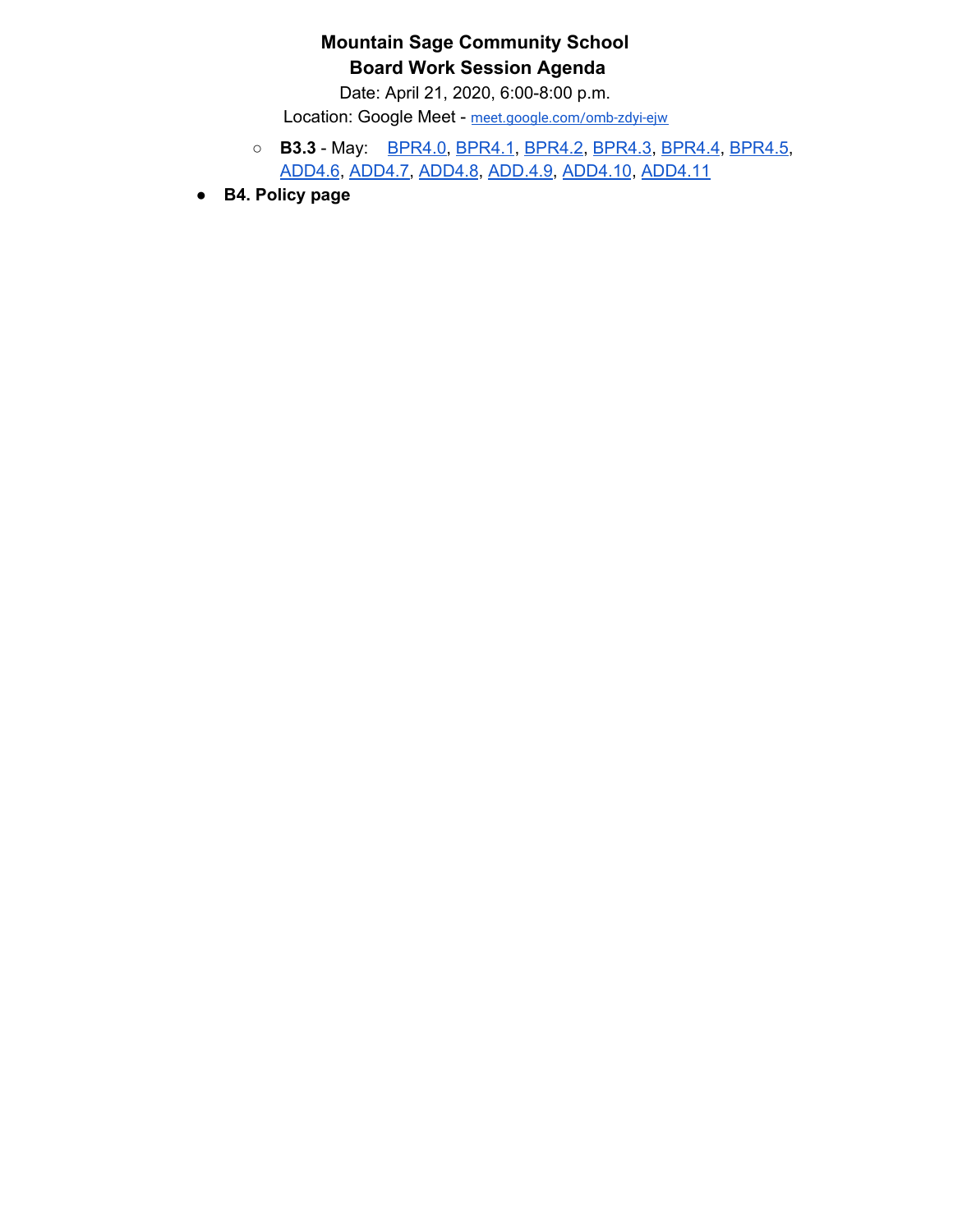**Mountain Sage Community School**
**Board Work Session Agenda**
Date: April 21, 2020, 6:00-8:00 p.m.
Location: Google Meet - meet.google.com/omb-zdyi-ejw

  - **B3.3** - May: BPR4.0, BPR4.1, BPR4.2, BPR4.3, BPR4.4, BPR4.5, ADD4.6, ADD4.7, ADD4.8, ADD.4.9, ADD4.10, ADD4.11
- **B4. Policy page**